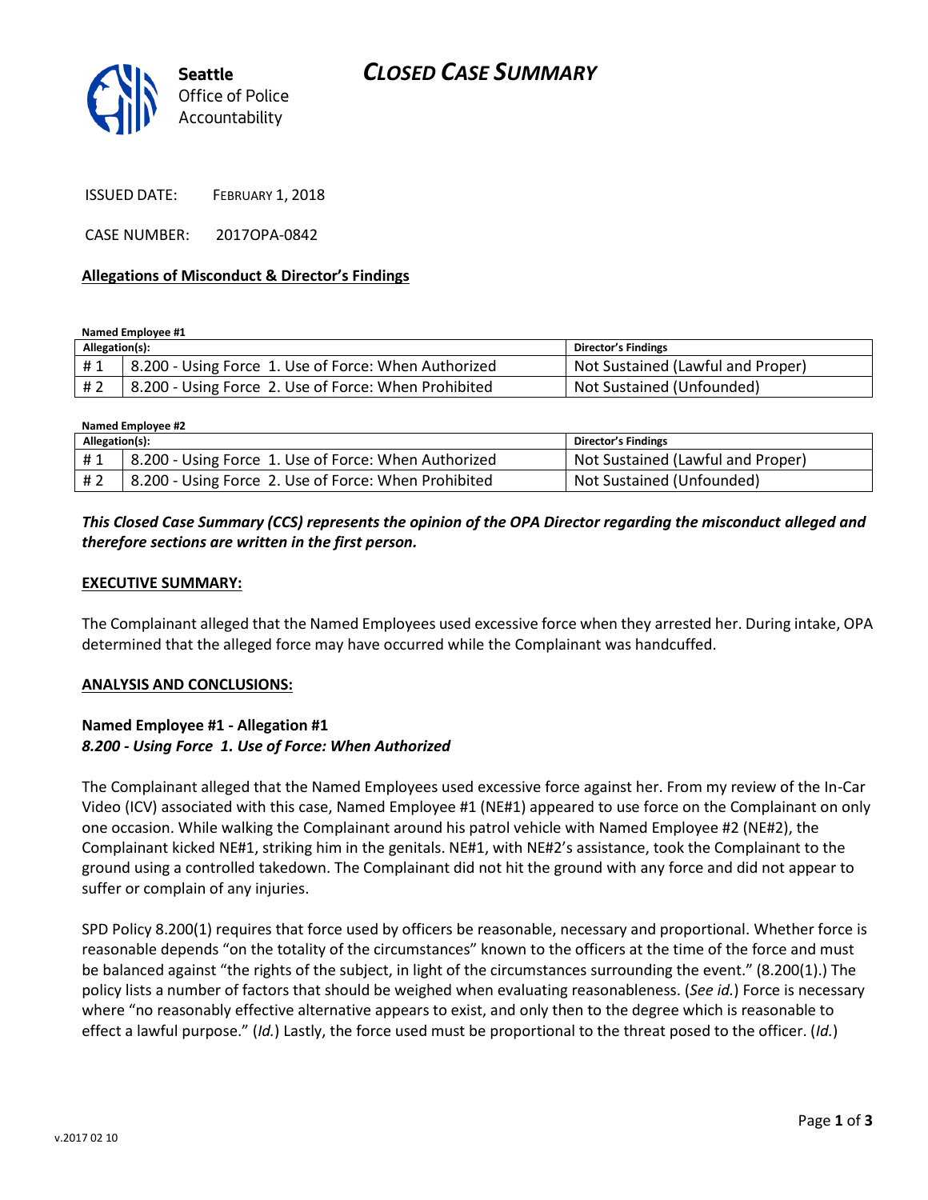# CLOSED CASE SUMMARY

Seattle Office of Police Accountability

ISSUED DATE: FEBRUARY 1, 2018

CASE NUMBER: 2017OPA-0842

## Allegations of Misconduct & Director's Findings

**Named Employee #1**

| Allegation(s): | | Director's Findings |
|---|---|---|
| # 1 | 8.200 - Using Force 1. Use of Force: When Authorized | Not Sustained (Lawful and Proper) |
| # 2 | 8.200 - Using Force 2. Use of Force: When Prohibited | Not Sustained (Unfounded) |

**Named Employee #2**

| Allegation(s): | | Director's Findings |
|---|---|---|
| # 1 | 8.200 - Using Force 1. Use of Force: When Authorized | Not Sustained (Lawful and Proper) |
| # 2 | 8.200 - Using Force 2. Use of Force: When Prohibited | Not Sustained (Unfounded) |

***This Closed Case Summary (CCS) represents the opinion of the OPA Director regarding the misconduct alleged and therefore sections are written in the first person.***

## EXECUTIVE SUMMARY:

The Complainant alleged that the Named Employees used excessive force when they arrested her. During intake, OPA determined that the alleged force may have occurred while the Complainant was handcuffed.

## ANALYSIS AND CONCLUSIONS:

### Named Employee #1 - Allegation #1
***8.200 - Using Force 1. Use of Force: When Authorized***

The Complainant alleged that the Named Employees used excessive force against her. From my review of the In-Car Video (ICV) associated with this case, Named Employee #1 (NE#1) appeared to use force on the Complainant on only one occasion. While walking the Complainant around his patrol vehicle with Named Employee #2 (NE#2), the Complainant kicked NE#1, striking him in the genitals. NE#1, with NE#2's assistance, took the Complainant to the ground using a controlled takedown. The Complainant did not hit the ground with any force and did not appear to suffer or complain of any injuries.

SPD Policy 8.200(1) requires that force used by officers be reasonable, necessary and proportional. Whether force is reasonable depends "on the totality of the circumstances" known to the officers at the time of the force and must be balanced against "the rights of the subject, in light of the circumstances surrounding the event." (8.200(1).) The policy lists a number of factors that should be weighed when evaluating reasonableness. (*See id.*) Force is necessary where "no reasonably effective alternative appears to exist, and only then to the degree which is reasonable to effect a lawful purpose." (*Id.*) Lastly, the force used must be proportional to the threat posed to the officer. (*Id.*)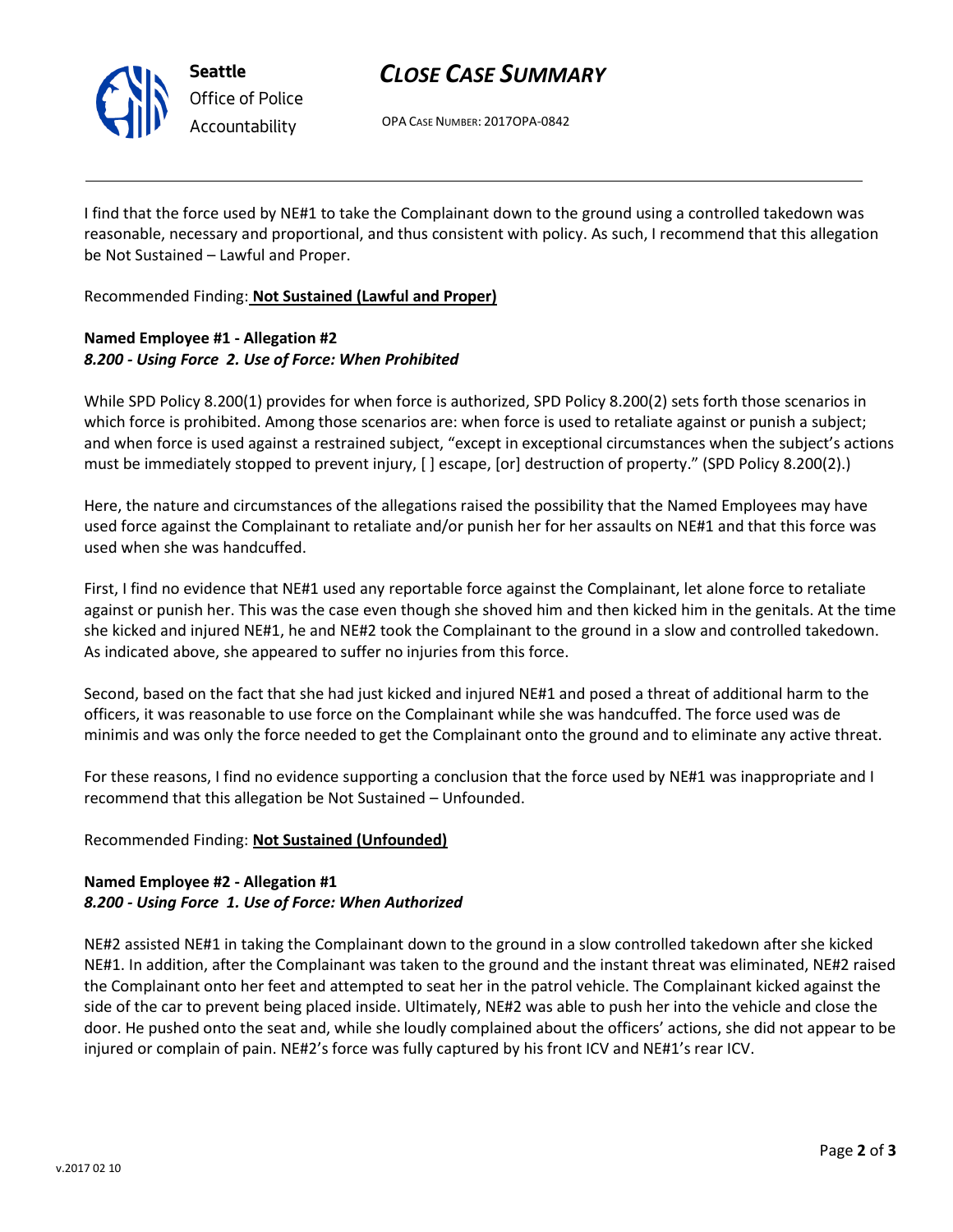I find that the force used by NE#1 to take the Complainant down to the ground using a controlled takedown was reasonable, necessary and proportional, and thus consistent with policy. As such, I recommend that this allegation be Not Sustained – Lawful and Proper.

Recommended Finding: **Not Sustained (Lawful and Proper)**

**Named Employee #1 - Allegation #2**
***8.200 - Using Force 2. Use of Force: When Prohibited***

While SPD Policy 8.200(1) provides for when force is authorized, SPD Policy 8.200(2) sets forth those scenarios in which force is prohibited. Among those scenarios are: when force is used to retaliate against or punish a subject; and when force is used against a restrained subject, "except in exceptional circumstances when the subject's actions must be immediately stopped to prevent injury, [ ] escape, [or] destruction of property." (SPD Policy 8.200(2).)

Here, the nature and circumstances of the allegations raised the possibility that the Named Employees may have used force against the Complainant to retaliate and/or punish her for her assaults on NE#1 and that this force was used when she was handcuffed.

First, I find no evidence that NE#1 used any reportable force against the Complainant, let alone force to retaliate against or punish her. This was the case even though she shoved him and then kicked him in the genitals. At the time she kicked and injured NE#1, he and NE#2 took the Complainant to the ground in a slow and controlled takedown. As indicated above, she appeared to suffer no injuries from this force.

Second, based on the fact that she had just kicked and injured NE#1 and posed a threat of additional harm to the officers, it was reasonable to use force on the Complainant while she was handcuffed. The force used was de minimis and was only the force needed to get the Complainant onto the ground and to eliminate any active threat.

For these reasons, I find no evidence supporting a conclusion that the force used by NE#1 was inappropriate and I recommend that this allegation be Not Sustained – Unfounded.

Recommended Finding: **Not Sustained (Unfounded)**

**Named Employee #2 - Allegation #1**
***8.200 - Using Force 1. Use of Force: When Authorized***

NE#2 assisted NE#1 in taking the Complainant down to the ground in a slow controlled takedown after she kicked NE#1. In addition, after the Complainant was taken to the ground and the instant threat was eliminated, NE#2 raised the Complainant onto her feet and attempted to seat her in the patrol vehicle. The Complainant kicked against the side of the car to prevent being placed inside. Ultimately, NE#2 was able to push her into the vehicle and close the door. He pushed onto the seat and, while she loudly complained about the officers' actions, she did not appear to be injured or complain of pain. NE#2's force was fully captured by his front ICV and NE#1's rear ICV.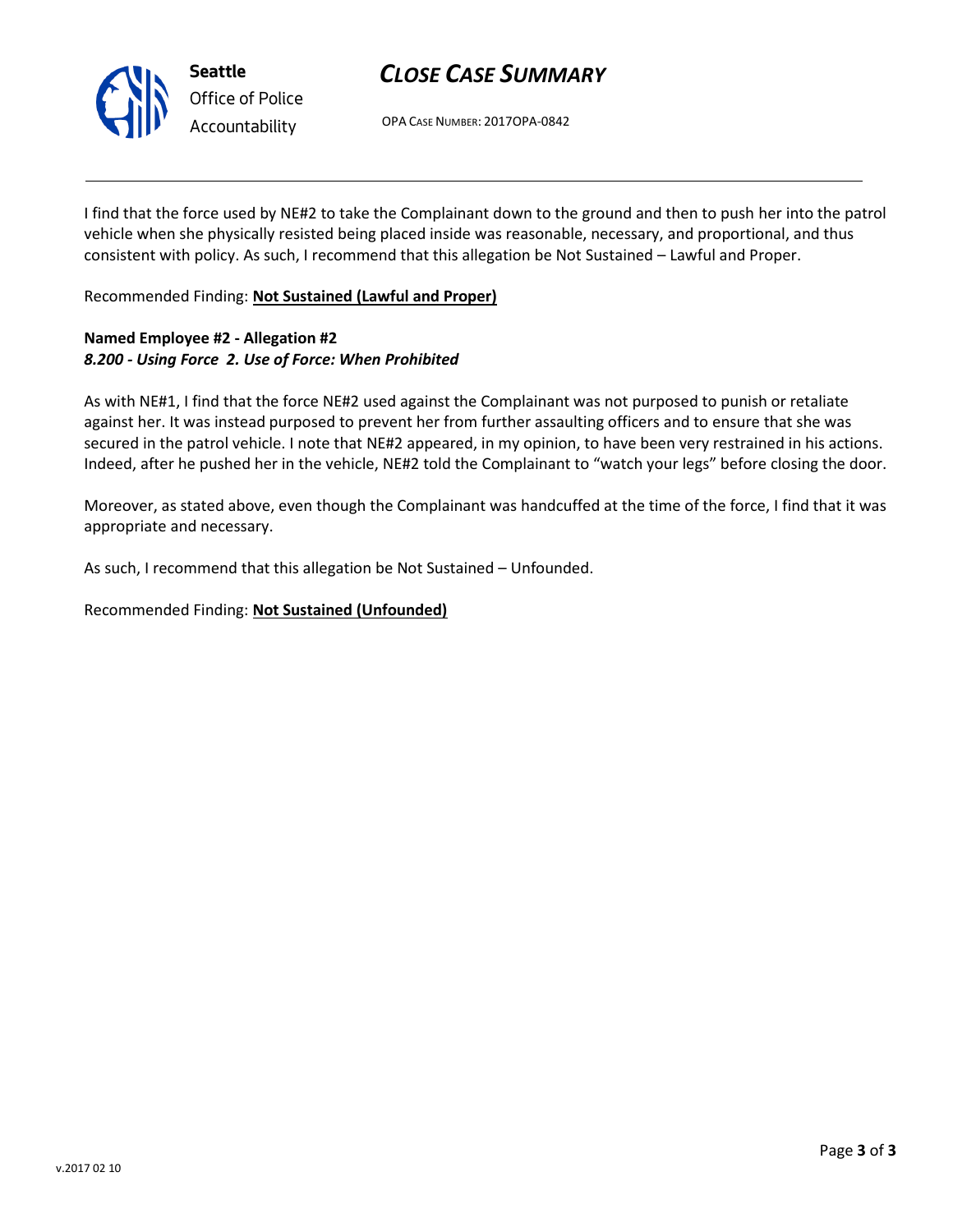I find that the force used by NE#2 to take the Complainant down to the ground and then to push her into the patrol vehicle when she physically resisted being placed inside was reasonable, necessary, and proportional, and thus consistent with policy. As such, I recommend that this allegation be Not Sustained – Lawful and Proper.

Recommended Finding: **Not Sustained (Lawful and Proper)**

**Named Employee #2 - Allegation #2**
***8.200 - Using Force 2. Use of Force: When Prohibited***

As with NE#1, I find that the force NE#2 used against the Complainant was not purposed to punish or retaliate against her. It was instead purposed to prevent her from further assaulting officers and to ensure that she was secured in the patrol vehicle. I note that NE#2 appeared, in my opinion, to have been very restrained in his actions. Indeed, after he pushed her in the vehicle, NE#2 told the Complainant to "watch your legs" before closing the door.

Moreover, as stated above, even though the Complainant was handcuffed at the time of the force, I find that it was appropriate and necessary.

As such, I recommend that this allegation be Not Sustained – Unfounded.

Recommended Finding: **Not Sustained (Unfounded)**